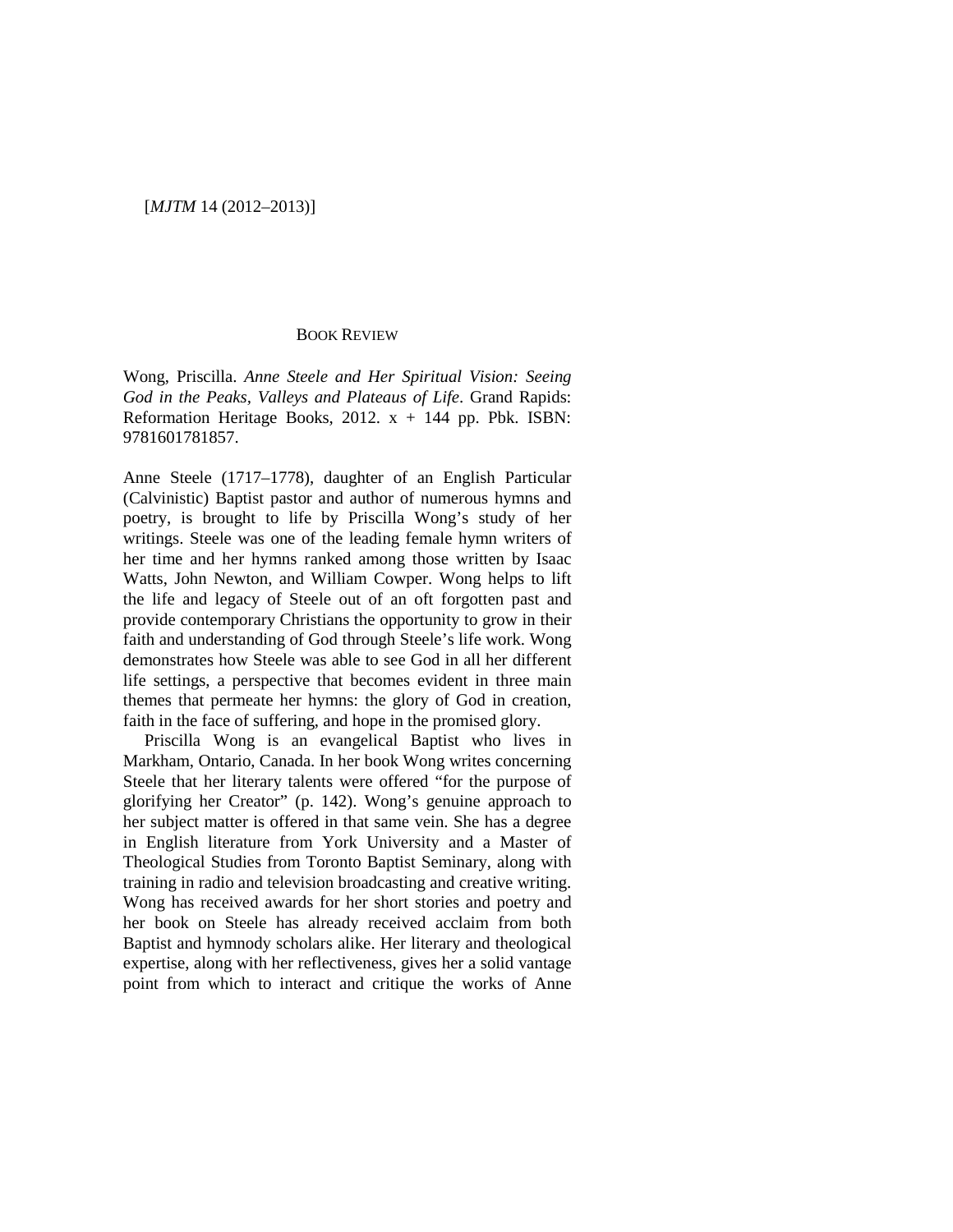## BOOK REVIEW

Wong, Priscilla. *Anne Steele and Her Spiritual Vision: Seeing God in the Peaks, Valleys and Plateaus of Life*. Grand Rapids: Reformation Heritage Books, 2012. x + 144 pp. Pbk. ISBN: 9781601781857.

Anne Steele (1717–1778), daughter of an English Particular (Calvinistic) Baptist pastor and author of numerous hymns and poetry, is brought to life by Priscilla Wong's study of her writings. Steele was one of the leading female hymn writers of her time and her hymns ranked among those written by Isaac Watts, John Newton, and William Cowper. Wong helps to lift the life and legacy of Steele out of an oft forgotten past and provide contemporary Christians the opportunity to grow in their faith and understanding of God through Steele's life work. Wong demonstrates how Steele was able to see God in all her different life settings, a perspective that becomes evident in three main themes that permeate her hymns: the glory of God in creation, faith in the face of suffering, and hope in the promised glory.

Priscilla Wong is an evangelical Baptist who lives in Markham, Ontario, Canada. In her book Wong writes concerning Steele that her literary talents were offered "for the purpose of glorifying her Creator" (p. 142). Wong's genuine approach to her subject matter is offered in that same vein. She has a degree in English literature from York University and a Master of Theological Studies from Toronto Baptist Seminary, along with training in radio and television broadcasting and creative writing. Wong has received awards for her short stories and poetry and her book on Steele has already received acclaim from both Baptist and hymnody scholars alike. Her literary and theological expertise, along with her reflectiveness, gives her a solid vantage point from which to interact and critique the works of Anne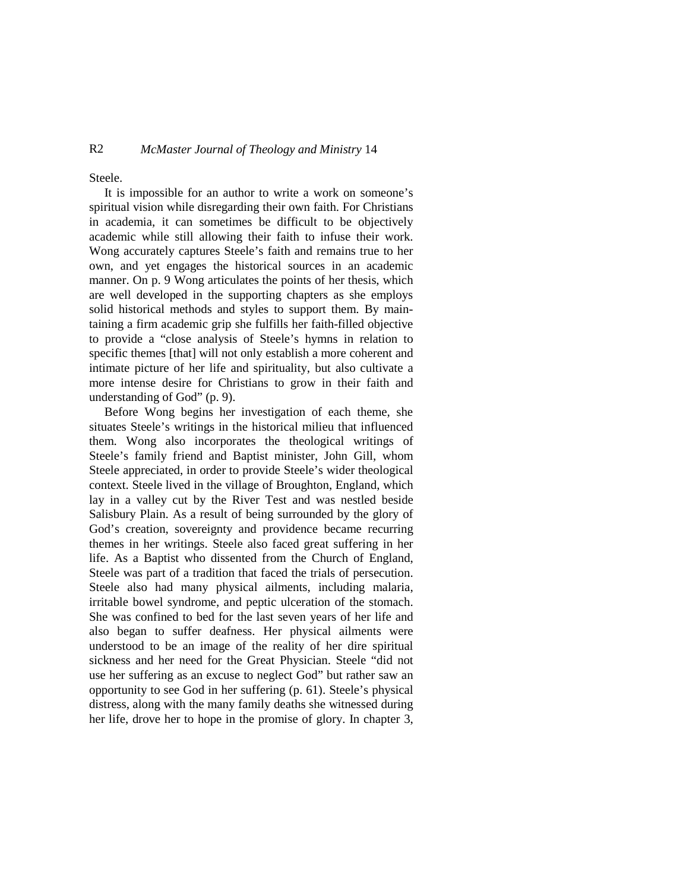Steele.

It is impossible for an author to write a work on someone's spiritual vision while disregarding their own faith. For Christians in academia, it can sometimes be difficult to be objectively academic while still allowing their faith to infuse their work. Wong accurately captures Steele's faith and remains true to her own, and yet engages the historical sources in an academic manner. On p. 9 Wong articulates the points of her thesis, which are well developed in the supporting chapters as she employs solid historical methods and styles to support them. By maintaining a firm academic grip she fulfills her faith-filled objective to provide a "close analysis of Steele's hymns in relation to specific themes [that] will not only establish a more coherent and intimate picture of her life and spirituality, but also cultivate a more intense desire for Christians to grow in their faith and understanding of God" (p. 9).

Before Wong begins her investigation of each theme, she situates Steele's writings in the historical milieu that influenced them. Wong also incorporates the theological writings of Steele's family friend and Baptist minister, John Gill, whom Steele appreciated, in order to provide Steele's wider theological context. Steele lived in the village of Broughton, England, which lay in a valley cut by the River Test and was nestled beside Salisbury Plain. As a result of being surrounded by the glory of God's creation, sovereignty and providence became recurring themes in her writings. Steele also faced great suffering in her life. As a Baptist who dissented from the Church of England, Steele was part of a tradition that faced the trials of persecution. Steele also had many physical ailments, including malaria, irritable bowel syndrome, and peptic ulceration of the stomach. She was confined to bed for the last seven years of her life and also began to suffer deafness. Her physical ailments were understood to be an image of the reality of her dire spiritual sickness and her need for the Great Physician. Steele "did not use her suffering as an excuse to neglect God" but rather saw an opportunity to see God in her suffering (p. 61). Steele's physical distress, along with the many family deaths she witnessed during her life, drove her to hope in the promise of glory. In chapter 3,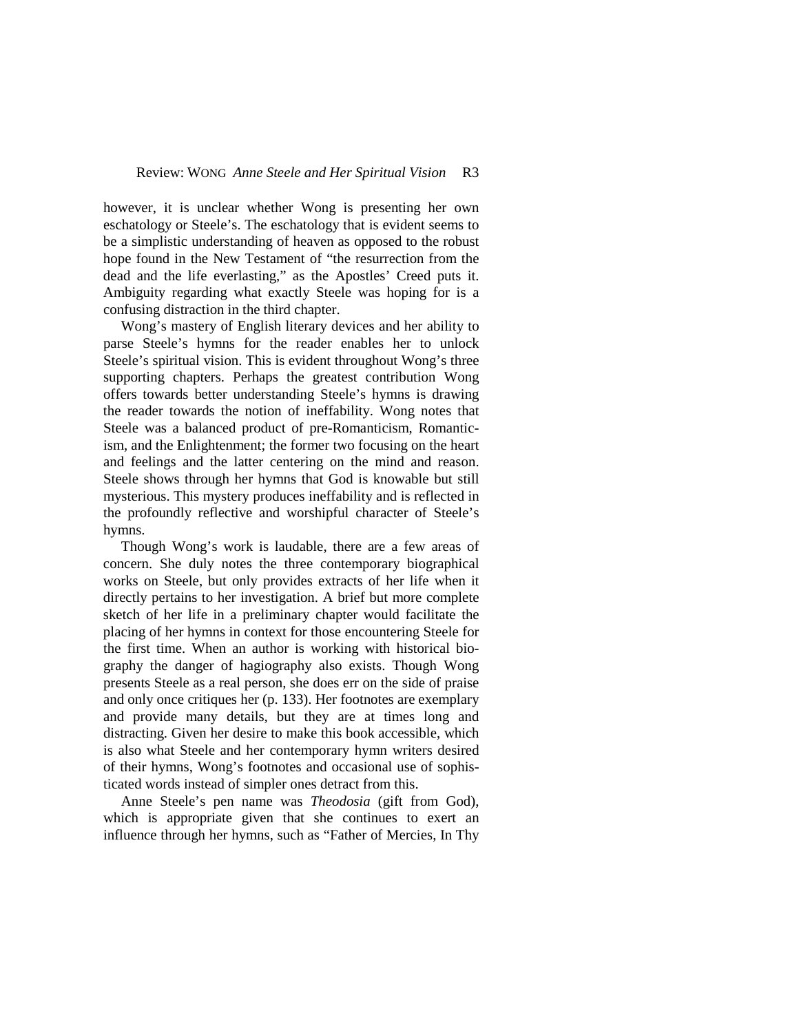however, it is unclear whether Wong is presenting her own eschatology or Steele's. The eschatology that is evident seems to be a simplistic understanding of heaven as opposed to the robust hope found in the New Testament of "the resurrection from the dead and the life everlasting," as the Apostles' Creed puts it. Ambiguity regarding what exactly Steele was hoping for is a confusing distraction in the third chapter.

Wong's mastery of English literary devices and her ability to parse Steele's hymns for the reader enables her to unlock Steele's spiritual vision. This is evident throughout Wong's three supporting chapters. Perhaps the greatest contribution Wong offers towards better understanding Steele's hymns is drawing the reader towards the notion of ineffability. Wong notes that Steele was a balanced product of pre-Romanticism, Romanticism, and the Enlightenment; the former two focusing on the heart and feelings and the latter centering on the mind and reason. Steele shows through her hymns that God is knowable but still mysterious. This mystery produces ineffability and is reflected in the profoundly reflective and worshipful character of Steele's hymns.

Though Wong's work is laudable, there are a few areas of concern. She duly notes the three contemporary biographical works on Steele, but only provides extracts of her life when it directly pertains to her investigation. A brief but more complete sketch of her life in a preliminary chapter would facilitate the placing of her hymns in context for those encountering Steele for the first time. When an author is working with historical biography the danger of hagiography also exists. Though Wong presents Steele as a real person, she does err on the side of praise and only once critiques her (p. 133). Her footnotes are exemplary and provide many details, but they are at times long and distracting. Given her desire to make this book accessible, which is also what Steele and her contemporary hymn writers desired of their hymns, Wong's footnotes and occasional use of sophisticated words instead of simpler ones detract from this.

Anne Steele's pen name was *Theodosia* (gift from God), which is appropriate given that she continues to exert an influence through her hymns, such as "Father of Mercies, In Thy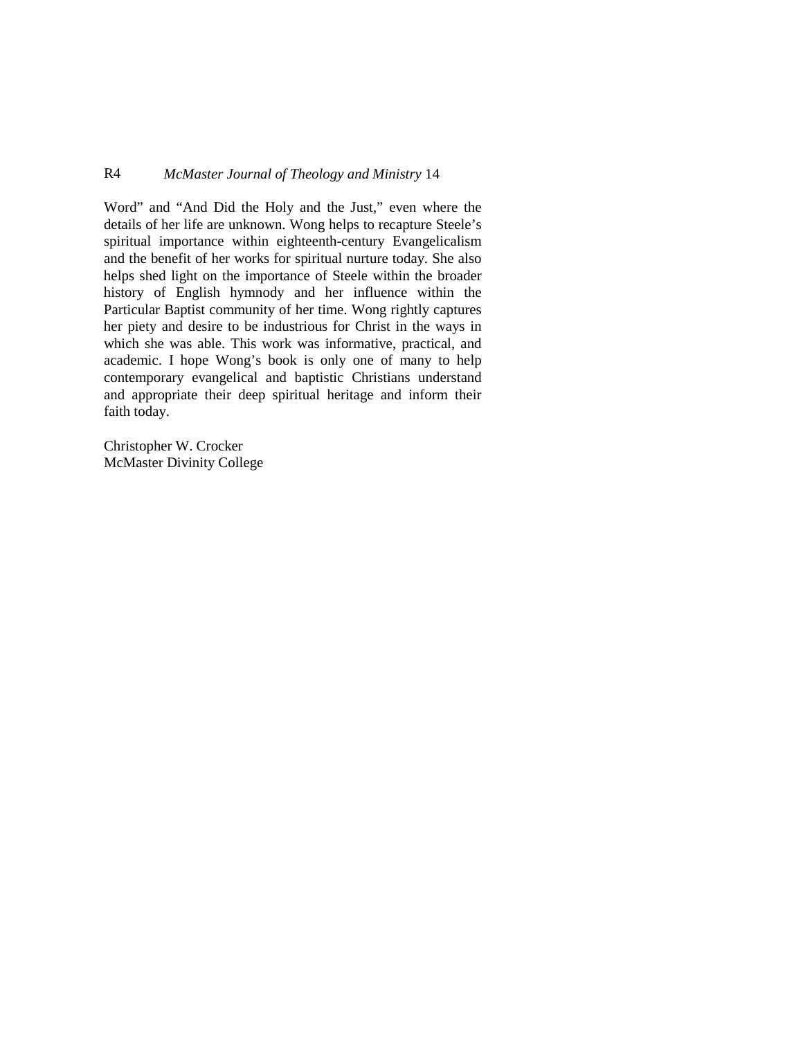Word" and "And Did the Holy and the Just," even where the details of her life are unknown. Wong helps to recapture Steele's spiritual importance within eighteenth-century Evangelicalism and the benefit of her works for spiritual nurture today. She also helps shed light on the importance of Steele within the broader history of English hymnody and her influence within the Particular Baptist community of her time. Wong rightly captures her piety and desire to be industrious for Christ in the ways in which she was able. This work was informative, practical, and academic. I hope Wong's book is only one of many to help contemporary evangelical and baptistic Christians understand and appropriate their deep spiritual heritage and inform their faith today.

Christopher W. Crocker
McMaster Divinity College